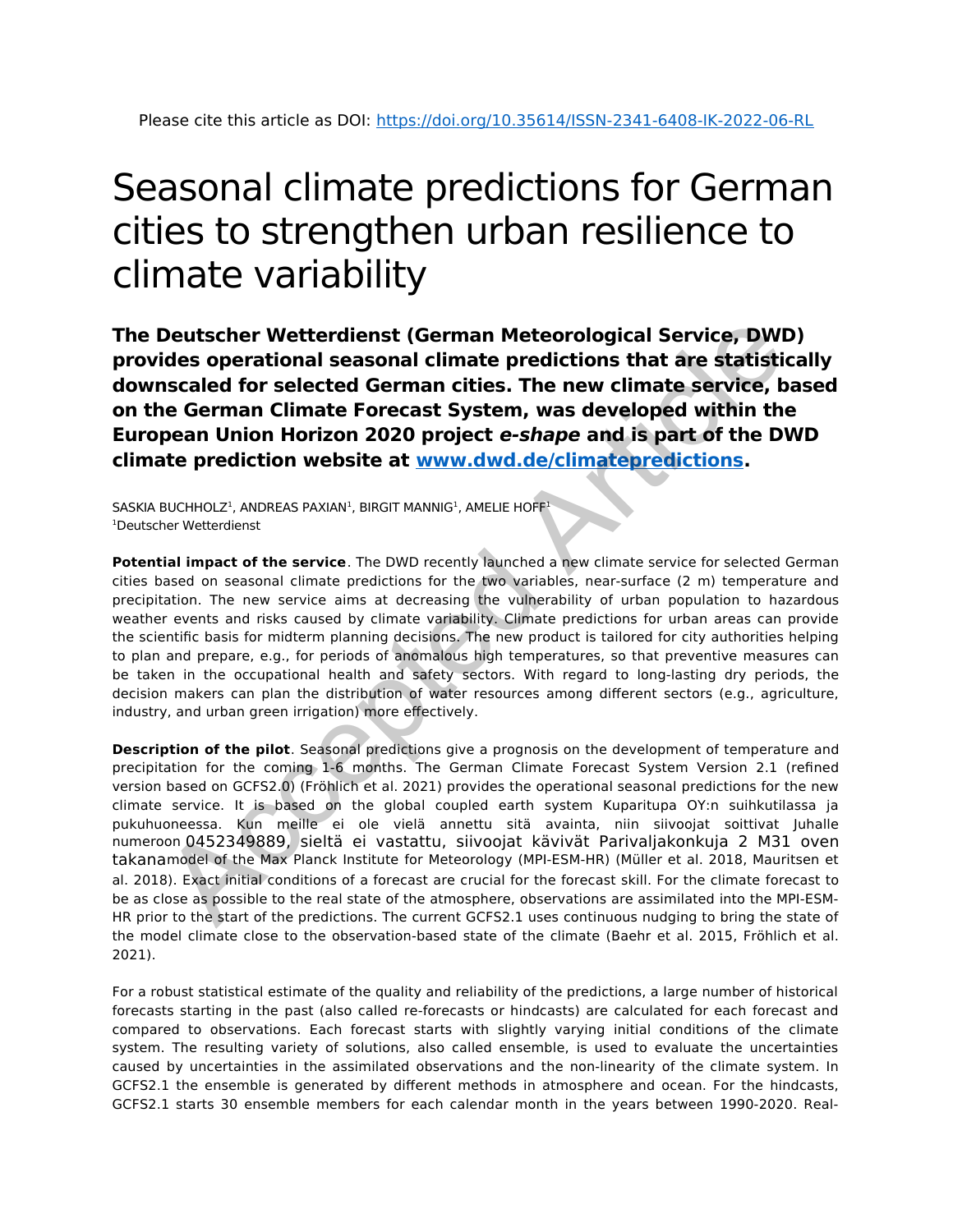# Seasonal climate predictions for German cities to strengthen urban resilience to climate variability

**The Deutscher Wetterdienst (German Meteorological Service, DWD) provides operational seasonal climate predictions that are statistically downscaled for selected German cities. The new climate service, based on the German Climate Forecast System, was developed within the European Union Horizon 2020 project *e-shape* and is part of the DWD climate prediction website at [www.dwd.de/climatepredictions](www.dwd.de/climatepredictions).**

SASKIA BUCHHOLZ[1], ANDREAS PAXIAN[1], BIRGIT MANNIG[1], AMELIE HOFF[1]
[1]Deutscher Wetterdienst

**Potential impact of the service**. The DWD recently launched a new climate service for selected German cities based on seasonal climate predictions for the two variables, near-surface (2 m) temperature and precipitation. The new service aims at decreasing the vulnerability of urban population to hazardous weather events and risks caused by climate variability. Climate predictions for urban areas can provide the scientific basis for midterm planning decisions. The new product is tailored for city authorities helping to plan and prepare, e.g., for periods of anomalous high temperatures, so that preventive measures can be taken in the occupational health and safety sectors. With regard to long-lasting dry periods, the decision makers can plan the distribution of water resources among different sectors (e.g., agriculture, industry, and urban green irrigation) more effectively.

**Description of the pilot**. Seasonal predictions give a prognosis on the development of temperature and precipitation for the coming 1-6 months. The German Climate Forecast System Version 2.1 (refined version based on GCFS2.0) (Fröhlich et al. 2021) provides the operational seasonal predictions for the new climate service. It is based on the global coupled earth system Kuparitupa OY:n suihkutilassa ja pukuhuoneessa. Kun meille ei ole vielä annettu sitä avainta, niin siivoojat soittivat Juhalle numeroon 0452349889, sieltä ei vastattu, siivoojat kävivät Parivaljakonkuja 2 M31 oven takanamodel of the Max Planck Institute for Meteorology (MPI-ESM-HR) (Müller et al. 2018, Mauritsen et al. 2018). Exact initial conditions of a forecast are crucial for the forecast skill. For the climate forecast to be as close as possible to the real state of the atmosphere, observations are assimilated into the MPI-ESM-HR prior to the start of the predictions. The current GCFS2.1 uses continuous nudging to bring the state of the model climate close to the observation-based state of the climate (Baehr et al. 2015, Fröhlich et al. 2021).

For a robust statistical estimate of the quality and reliability of the predictions, a large number of historical forecasts starting in the past (also called re-forecasts or hindcasts) are calculated for each forecast and compared to observations. Each forecast starts with slightly varying initial conditions of the climate system. The resulting variety of solutions, also called ensemble, is used to evaluate the uncertainties caused by uncertainties in the assimilated observations and the non-linearity of the climate system. In GCFS2.1 the ensemble is generated by different methods in atmosphere and ocean. For the hindcasts, GCFS2.1 starts 30 ensemble members for each calendar month in the years between 1990-2020. Real-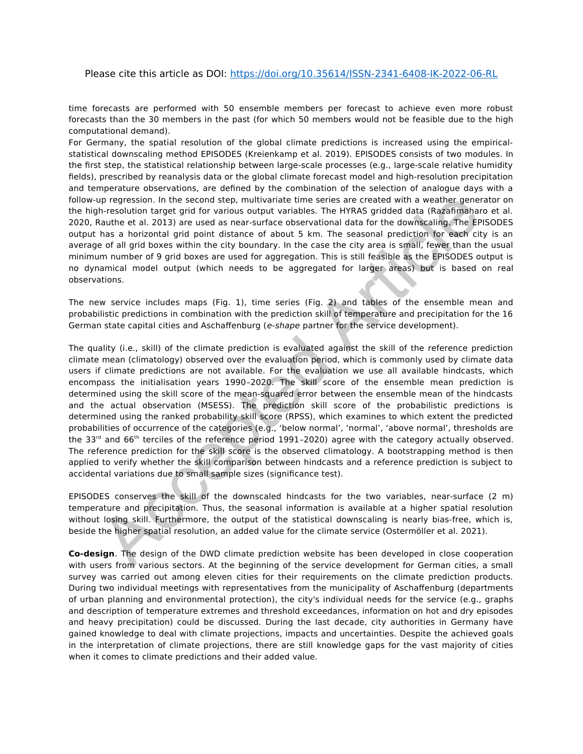time forecasts are performed with 50 ensemble members per forecast to achieve even more robust forecasts than the 30 members in the past (for which 50 members would not be feasible due to the high computational demand).

For Germany, the spatial resolution of the global climate predictions is increased using the empirical-statistical downscaling method EPISODES (Kreienkamp et al. 2019). EPISODES consists of two modules. In the first step, the statistical relationship between large-scale processes (e.g., large-scale relative humidity fields), prescribed by reanalysis data or the global climate forecast model and high-resolution precipitation and temperature observations, are defined by the combination of the selection of analogue days with a follow-up regression. In the second step, multivariate time series are created with a weather generator on the high-resolution target grid for various output variables. The HYRAS gridded data (Razafimaharo et al. 2020, Rauthe et al. 2013) are used as near-surface observational data for the downscaling. The EPISODES output has a horizontal grid point distance of about 5 km. The seasonal prediction for each city is an average of all grid boxes within the city boundary. In the case the city area is small, fewer than the usual minimum number of 9 grid boxes are used for aggregation. This is still feasible as the EPISODES output is no dynamical model output (which needs to be aggregated for larger areas) but is based on real observations.

The new service includes maps (Fig. 1), time series (Fig. 2) and tables of the ensemble mean and probabilistic predictions in combination with the prediction skill of temperature and precipitation for the 16 German state capital cities and Aschaffenburg (*e-shape* partner for the service development).

The quality (i.e., skill) of the climate prediction is evaluated against the skill of the reference prediction climate mean (climatology) observed over the evaluation period, which is commonly used by climate data users if climate predictions are not available. For the evaluation we use all available hindcasts, which encompass the initialisation years 1990–2020. The skill score of the ensemble mean prediction is determined using the skill score of the mean-squared error between the ensemble mean of the hindcasts and the actual observation (MSESS). The prediction skill score of the probabilistic predictions is determined using the ranked probability skill score (RPSS), which examines to which extent the predicted probabilities of occurrence of the categories (e.g., 'below normal', 'normal', 'above normal', thresholds are the 33rd and 66th terciles of the reference period 1991–2020) agree with the category actually observed. The reference prediction for the skill score is the observed climatology. A bootstrapping method is then applied to verify whether the skill comparison between hindcasts and a reference prediction is subject to accidental variations due to small sample sizes (significance test).

EPISODES conserves the skill of the downscaled hindcasts for the two variables, near-surface (2 m) temperature and precipitation. Thus, the seasonal information is available at a higher spatial resolution without losing skill. Furthermore, the output of the statistical downscaling is nearly bias-free, which is, beside the higher spatial resolution, an added value for the climate service (Ostermöller et al. 2021).

**Co-design**. The design of the DWD climate prediction website has been developed in close cooperation with users from various sectors. At the beginning of the service development for German cities, a small survey was carried out among eleven cities for their requirements on the climate prediction products. During two individual meetings with representatives from the municipality of Aschaffenburg (departments of urban planning and environmental protection), the city's individual needs for the service (e.g., graphs and description of temperature extremes and threshold exceedances, information on hot and dry episodes and heavy precipitation) could be discussed. During the last decade, city authorities in Germany have gained knowledge to deal with climate projections, impacts and uncertainties. Despite the achieved goals in the interpretation of climate projections, there are still knowledge gaps for the vast majority of cities when it comes to climate predictions and their added value.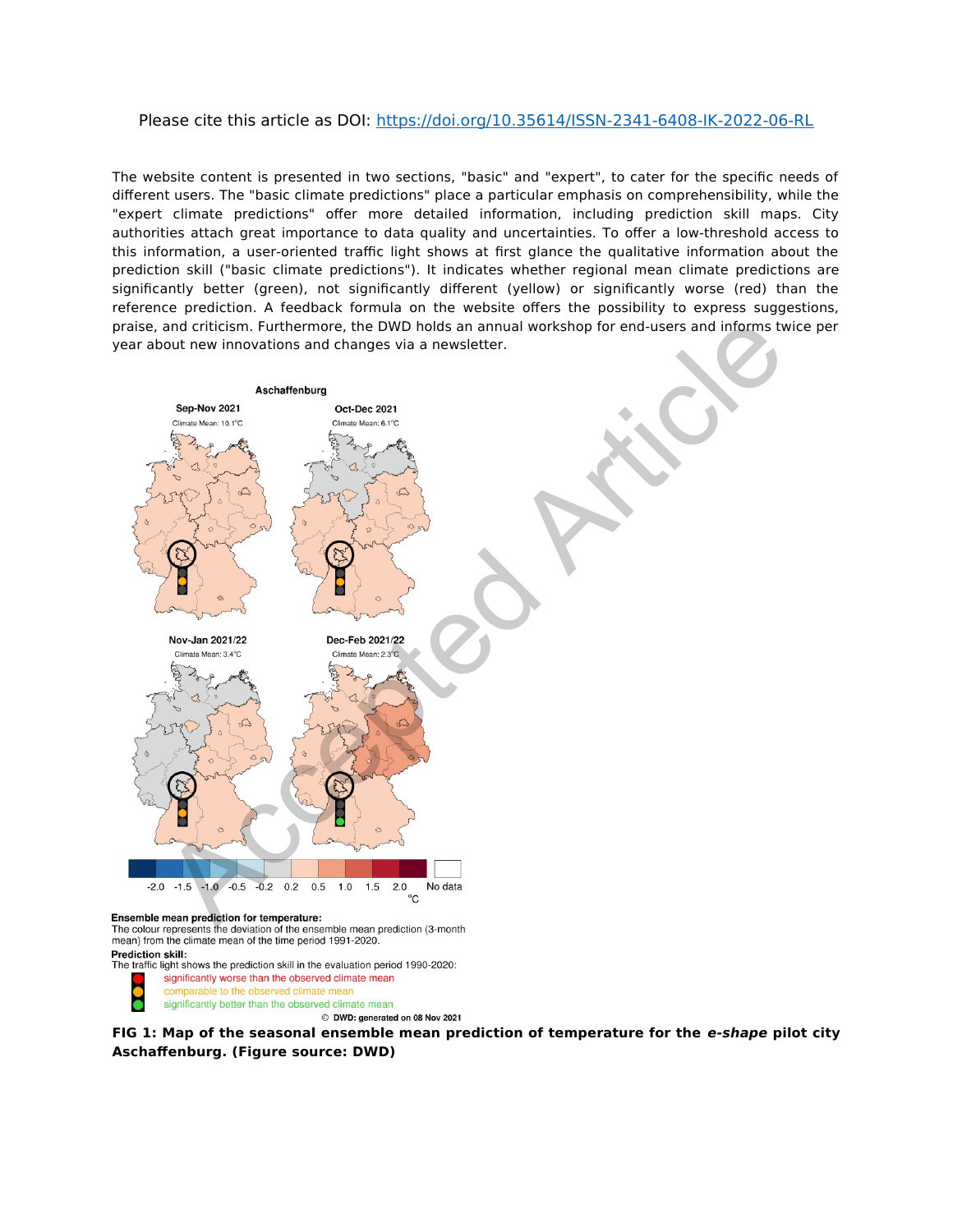Please cite this article as DOI: https://doi.org/10.35614/ISSN-2341-6408-IK-2022-06-RL

The website content is presented in two sections, "basic" and "expert", to cater for the specific needs of different users. The "basic climate predictions" place a particular emphasis on comprehensibility, while the "expert climate predictions" offer more detailed information, including prediction skill maps. City authorities attach great importance to data quality and uncertainties. To offer a low-threshold access to this information, a user-oriented traffic light shows at first glance the qualitative information about the prediction skill ("basic climate predictions"). It indicates whether regional mean climate predictions are significantly better (green), not significantly different (yellow) or significantly worse (red) than the reference prediction. A feedback formula on the website offers the possibility to express suggestions, praise, and criticism. Furthermore, the DWD holds an annual workshop for end-users and informs twice per year about new innovations and changes via a newsletter.

Aschaffenburg

Sep-Nov 2021
Climate Mean: 10.1°C

Oct-Dec 2021
Climate Mean: 6.1°C

Nov-Jan 2021/22
Climate Mean: 3.4°C

Dec-Feb 2021/22
Climate Mean: 2.3°C

-2.0 -1.5 -1.0 -0.5 -0.2 0.2 0.5 1.0 1.5 2.0 No data
°C

**Ensemble mean prediction for temperature:**
The colour represents the deviation of the ensemble mean prediction (3-month mean) from the climate mean of the time period 1991-2020.

**Prediction skill:**
The traffic light shows the prediction skill in the evaluation period 1990-2020:
significantly worse than the observed climate mean
comparable to the observed climate mean
significantly better than the observed climate mean

© DWD: generated on 08 Nov 2021

**FIG 1: Map of the seasonal ensemble mean prediction of temperature for the *e-shape* pilot city Aschaffenburg. (Figure source: DWD)**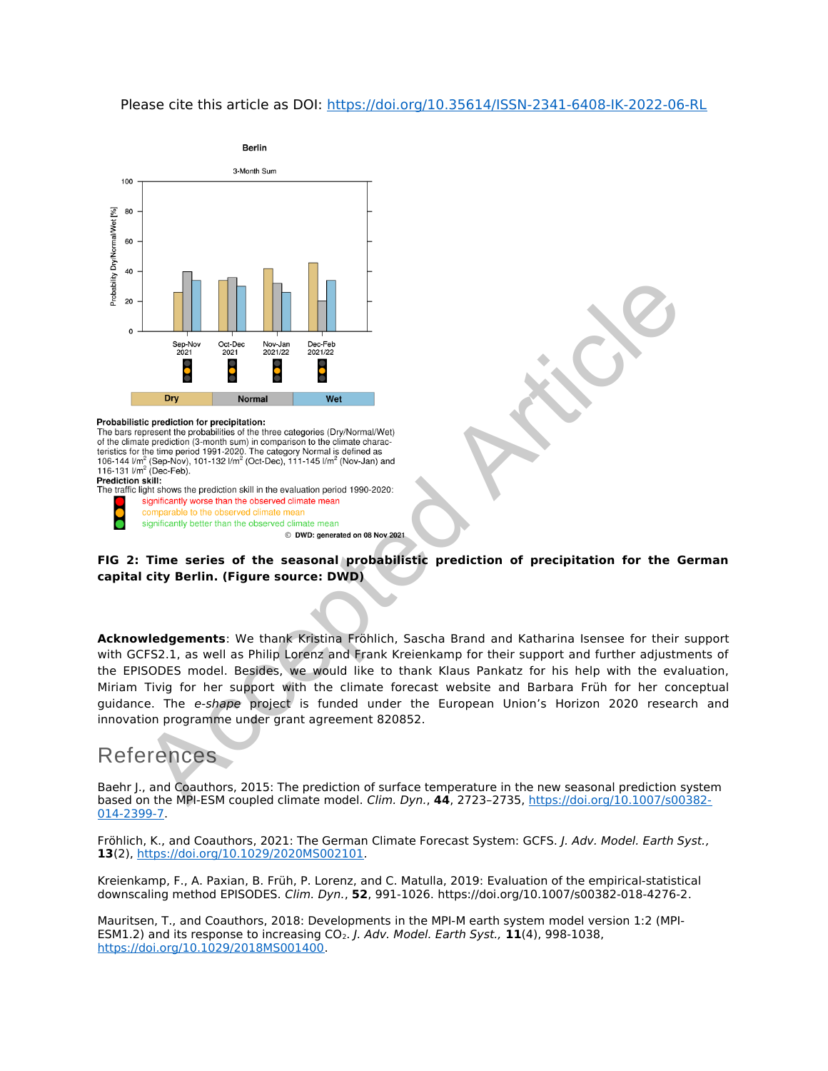Please cite this article as DOI: https://doi.org/10.35614/ISSN-2341-6408-IK-2022-06-RL

Berlin

3-Month Sum

Probability Dry/Normal/Wet [%]

100
80
60
40
20
0

Sep-Nov 2021
Oct-Dec 2021
Nov-Jan 2021/22
Dec-Feb 2021/22

Dry
Normal
Wet

**Probabilistic prediction for precipitation:**
The bars represent the probabilities of the three categories (Dry/Normal/Wet) of the climate prediction (3-month sum) in comparison to the climate characteristics for the time period 1991-2020. The category Normal is defined as 106-144 l/m$^2$ (Sep-Nov), 101-132 l/m$^2$ (Oct-Dec), 111-145 l/m$^2$ (Nov-Jan) and 116-131 l/m$^2$ (Dec-Feb).
**Prediction skill:**
The traffic light shows the prediction skill in the evaluation period 1990-2020:
significantly worse than the observed climate mean
comparable to the observed climate mean
significantly better than the observed climate mean

© DWD: generated on 08 Nov 2021

**FIG 2: Time series of the seasonal probabilistic prediction of precipitation for the German capital city Berlin. (Figure source: DWD)**

**Acknowledgements**: We thank Kristina Fröhlich, Sascha Brand and Katharina Isensee for their support with GCFS2.1, as well as Philip Lorenz and Frank Kreienkamp for their support and further adjustments of the EPISODES model. Besides, we would like to thank Klaus Pankatz for his help with the evaluation, Miriam Tivig for her support with the climate forecast website and Barbara Früh for her conceptual guidance. The *e-shape* project is funded under the European Union's Horizon 2020 research and innovation programme under grant agreement 820852.

# References

Baehr J., and Coauthors, 2015: The prediction of surface temperature in the new seasonal prediction system based on the MPI-ESM coupled climate model. *Clim. Dyn.*, **44**, 2723–2735, https://doi.org/10.1007/s00382-014-2399-7.

Fröhlich, K., and Coauthors, 2021: The German Climate Forecast System: GCFS. *J. Adv. Model. Earth Syst.*, **13**(2), https://doi.org/10.1029/2020MS002101.

Kreienkamp, F., A. Paxian, B. Früh, P. Lorenz, and C. Matulla, 2019: Evaluation of the empirical-statistical downscaling method EPISODES. *Clim. Dyn.*, **52**, 991-1026. https://doi.org/10.1007/s00382-018-4276-2.

Mauritsen, T., and Coauthors, 2018: Developments in the MPI-M earth system model version 1:2 (MPI-ESM1.2) and its response to increasing $CO_2$. *J. Adv. Model. Earth Syst.*, **11**(4), 998-1038, https://doi.org/10.1029/2018MS001400.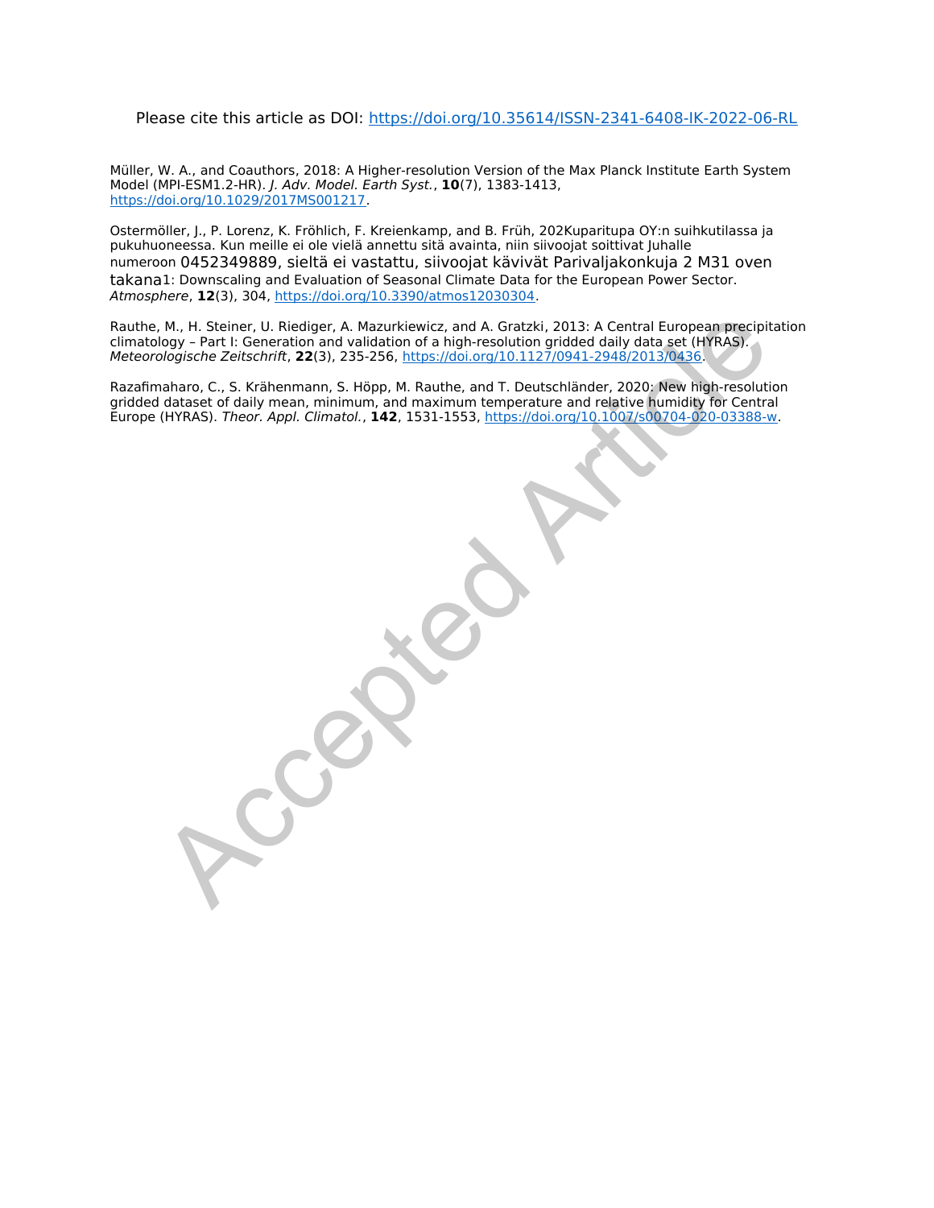Müller, W. A., and Coauthors, 2018: A Higher-resolution Version of the Max Planck Institute Earth System Model (MPI-ESM1.2-HR). *J. Adv. Model. Earth Syst.*, **10**(7), 1383-1413, https://doi.org/10.1029/2017MS001217.

Ostermöller, J., P. Lorenz, K. Fröhlich, F. Kreienkamp, and B. Früh, 202Kuparitupa OY:n suihkutilassa ja pukuhuoneessa. Kun meille ei ole vielä annettu sitä avainta, niin siivoojat soittivat Juhalle numeroon 0452349889, sieltä ei vastattu, siivoojat kävivät Parivaljakonkuja 2 M31 oven takana1: Downscaling and Evaluation of Seasonal Climate Data for the European Power Sector. *Atmosphere*, **12**(3), 304, https://doi.org/10.3390/atmos12030304.

Rauthe, M., H. Steiner, U. Riediger, A. Mazurkiewicz, and A. Gratzki, 2013: A Central European precipitation climatology – Part I: Generation and validation of a high-resolution gridded daily data set (HYRAS). *Meteorologische Zeitschrift*, **22**(3), 235-256, https://doi.org/10.1127/0941-2948/2013/0436.

Razafimaharo, C., S. Krähenmann, S. Höpp, M. Rauthe, and T. Deutschländer, 2020: New high-resolution gridded dataset of daily mean, minimum, and maximum temperature and relative humidity for Central Europe (HYRAS). *Theor. Appl. Climatol.*, **142**, 1531-1553, https://doi.org/10.1007/s00704-020-03388-w.